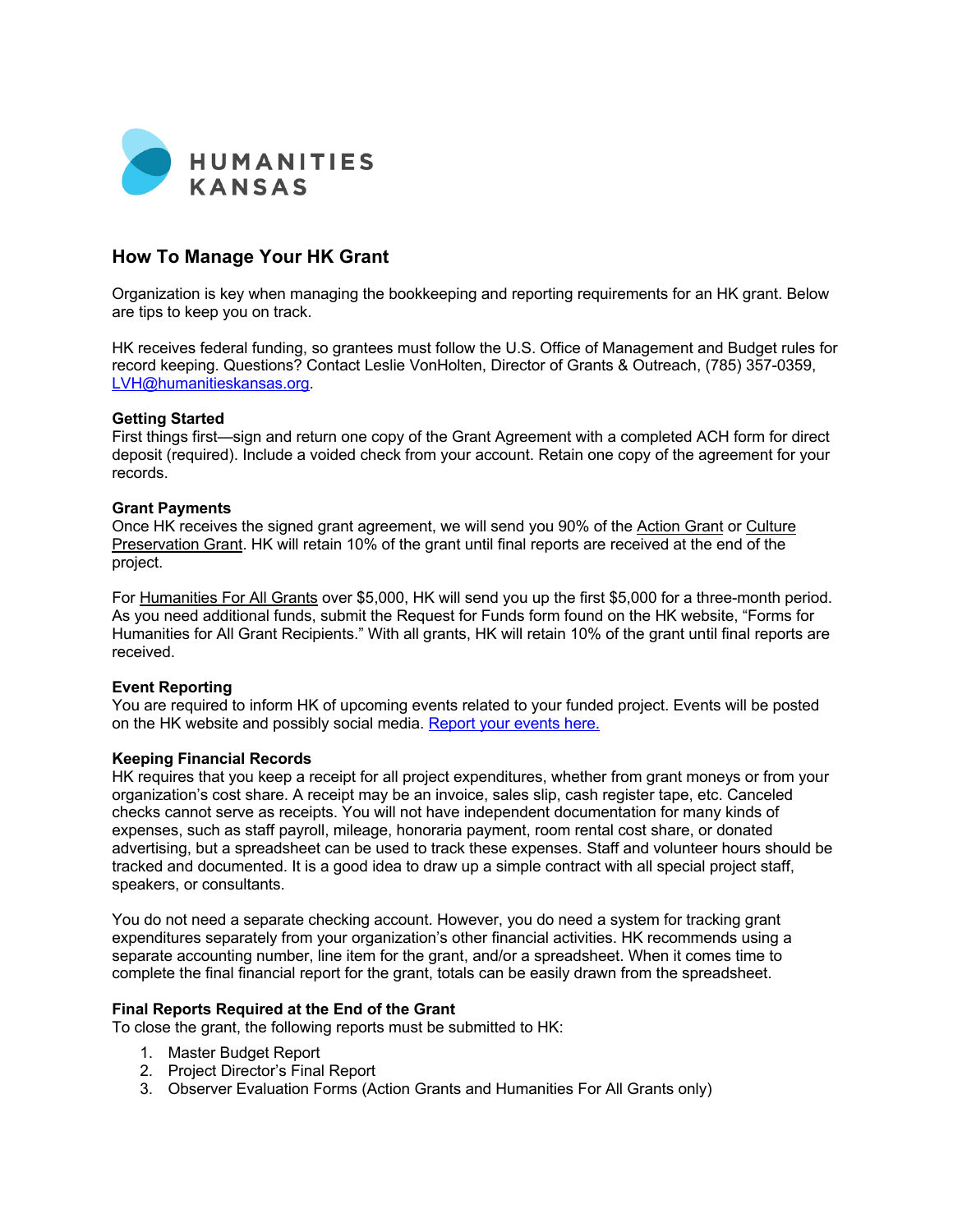HUMANITIES KANSAS

## How To Manage Your HK Grant

Organization is key when managing the bookkeeping and reporting requirements for an HK grant. Below are tips to keep you on track.

HK receives federal funding, so grantees must follow the U.S. Office of Management and Budget rules for record keeping. Questions? Contact Leslie VonHolten, Director of Grants & Outreach, (785) 357-0359, LVH@humanitieskansas.org.

**Getting Started**
First things first—sign and return one copy of the Grant Agreement with a completed ACH form for direct deposit (required). Include a voided check from your account. Retain one copy of the agreement for your records.

**Grant Payments**
Once HK receives the signed grant agreement, we will send you 90% of the Action Grant or Culture Preservation Grant. HK will retain 10% of the grant until final reports are received at the end of the project.

For Humanities For All Grants over $5,000, HK will send you up the first $5,000 for a three-month period. As you need additional funds, submit the Request for Funds form found on the HK website, "Forms for Humanities for All Grant Recipients." With all grants, HK will retain 10% of the grant until final reports are received.

**Event Reporting**
You are required to inform HK of upcoming events related to your funded project. Events will be posted on the HK website and possibly social media. Report your events here.

**Keeping Financial Records**
HK requires that you keep a receipt for all project expenditures, whether from grant moneys or from your organization's cost share. A receipt may be an invoice, sales slip, cash register tape, etc. Canceled checks cannot serve as receipts. You will not have independent documentation for many kinds of expenses, such as staff payroll, mileage, honoraria payment, room rental cost share, or donated advertising, but a spreadsheet can be used to track these expenses. Staff and volunteer hours should be tracked and documented. It is a good idea to draw up a simple contract with all special project staff, speakers, or consultants.

You do not need a separate checking account. However, you do need a system for tracking grant expenditures separately from your organization's other financial activities. HK recommends using a separate accounting number, line item for the grant, and/or a spreadsheet. When it comes time to complete the final financial report for the grant, totals can be easily drawn from the spreadsheet.

**Final Reports Required at the End of the Grant**
To close the grant, the following reports must be submitted to HK:

1. Master Budget Report
2. Project Director's Final Report
3. Observer Evaluation Forms (Action Grants and Humanities For All Grants only)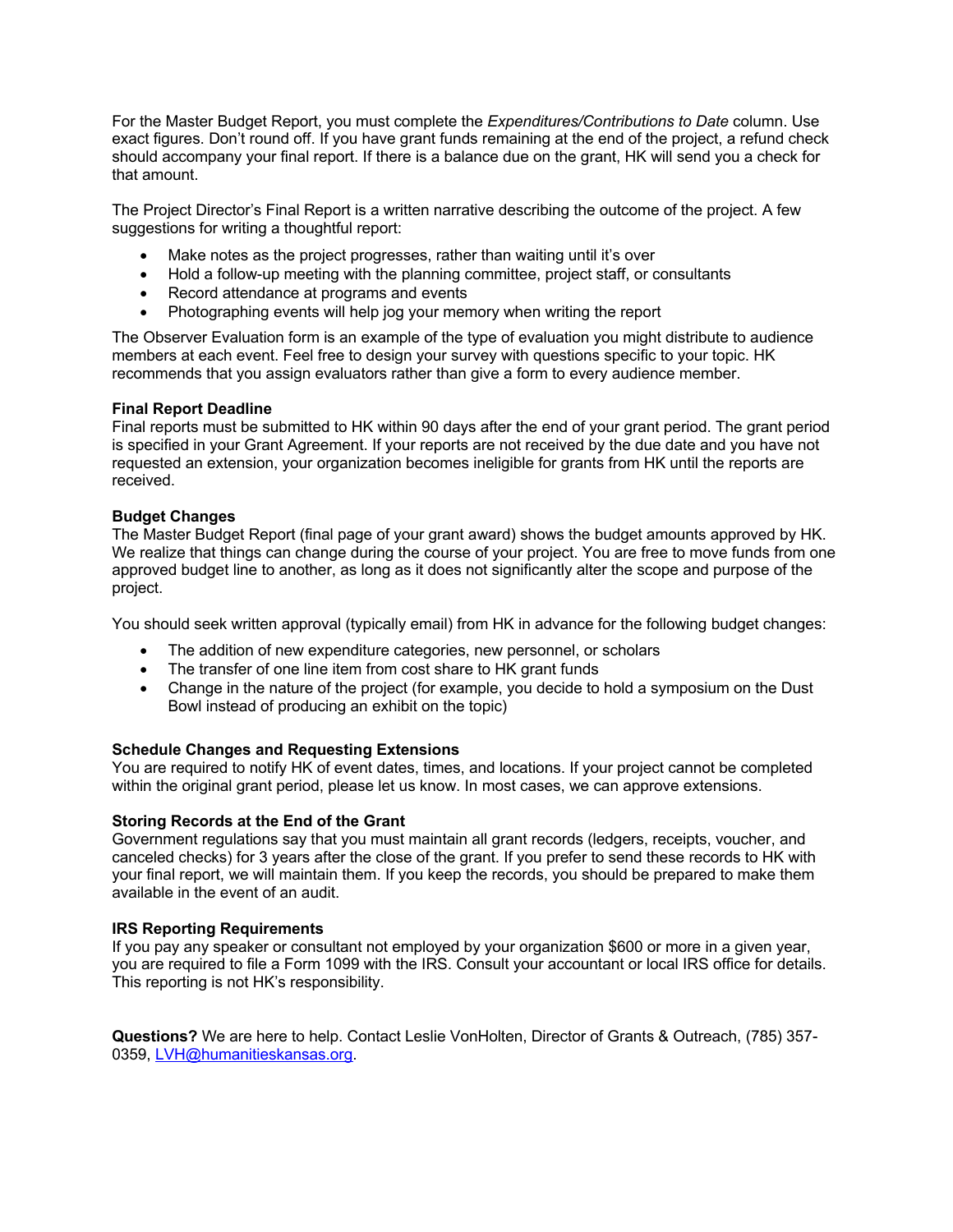For the Master Budget Report, you must complete the *Expenditures/Contributions to Date* column. Use exact figures. Don't round off. If you have grant funds remaining at the end of the project, a refund check should accompany your final report. If there is a balance due on the grant, HK will send you a check for that amount.

The Project Director's Final Report is a written narrative describing the outcome of the project. A few suggestions for writing a thoughtful report:

- Make notes as the project progresses, rather than waiting until it's over
- Hold a follow-up meeting with the planning committee, project staff, or consultants
- Record attendance at programs and events
- Photographing events will help jog your memory when writing the report

The Observer Evaluation form is an example of the type of evaluation you might distribute to audience members at each event. Feel free to design your survey with questions specific to your topic. HK recommends that you assign evaluators rather than give a form to every audience member.

**Final Report Deadline**
Final reports must be submitted to HK within 90 days after the end of your grant period. The grant period is specified in your Grant Agreement. If your reports are not received by the due date and you have not requested an extension, your organization becomes ineligible for grants from HK until the reports are received.

**Budget Changes**
The Master Budget Report (final page of your grant award) shows the budget amounts approved by HK. We realize that things can change during the course of your project. You are free to move funds from one approved budget line to another, as long as it does not significantly alter the scope and purpose of the project.

You should seek written approval (typically email) from HK in advance for the following budget changes:

- The addition of new expenditure categories, new personnel, or scholars
- The transfer of one line item from cost share to HK grant funds
- Change in the nature of the project (for example, you decide to hold a symposium on the Dust Bowl instead of producing an exhibit on the topic)

**Schedule Changes and Requesting Extensions**
You are required to notify HK of event dates, times, and locations. If your project cannot be completed within the original grant period, please let us know. In most cases, we can approve extensions.

**Storing Records at the End of the Grant**
Government regulations say that you must maintain all grant records (ledgers, receipts, voucher, and canceled checks) for 3 years after the close of the grant. If you prefer to send these records to HK with your final report, we will maintain them. If you keep the records, you should be prepared to make them available in the event of an audit.

**IRS Reporting Requirements**
If you pay any speaker or consultant not employed by your organization $600 or more in a given year, you are required to file a Form 1099 with the IRS. Consult your accountant or local IRS office for details. This reporting is not HK's responsibility.

**Questions?** We are here to help. Contact Leslie VonHolten, Director of Grants & Outreach, (785) 357-0359, LVH@humanitieskansas.org.